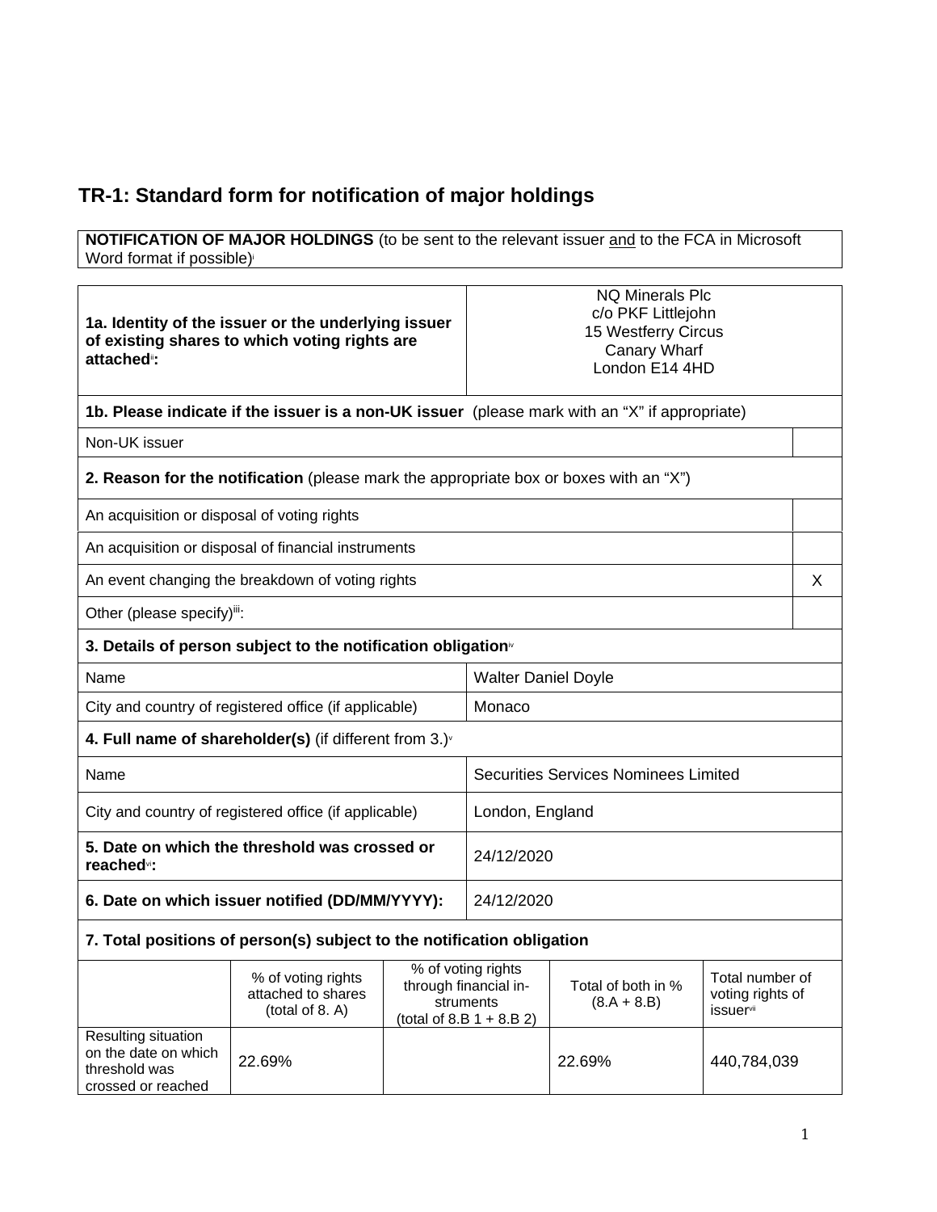# TR-1: Standard form for notification of major holdings

| **NOTIFICATION OF MAJOR HOLDINGS** (to be sent to the relevant issuer and to the FCA in Microsoft Word format if possible)[i] |
|---|

| **1a. Identity of the issuer or the underlying issuer of existing shares to which voting rights are attached**[ii]**:** | NQ Minerals Plc<br>c/o PKF Littlejohn<br>15 Westferry Circus<br>Canary Wharf<br>London E14 4HD |
|---|---|

| **1b. Please indicate if the issuer is a non-UK issuer** (please mark with an "X" if appropriate) | |
|---|---|
| Non-UK issuer | |
| **2. Reason for the notification** (please mark the appropriate box or boxes with an "X") | |
| An acquisition or disposal of voting rights | |
| An acquisition or disposal of financial instruments | |
| An event changing the breakdown of voting rights | X |
| Other (please specify)[iii]: | |

| **3. Details of person subject to the notification obligation**[iv] | |
|---|---|
| Name | Walter Daniel Doyle |
| City and country of registered office (if applicable) | Monaco |
| **4. Full name of shareholder(s)** (if different from 3.)[v] | |
| Name | Securities Services Nominees Limited |
| City and country of registered office (if applicable) | London, England |
| **5. Date on which the threshold was crossed or reached**[vi]**:** | 24/12/2020 |
| **6. Date on which issuer notified (DD/MM/YYYY):** | 24/12/2020 |

**7. Total positions of person(s) subject to the notification obligation**

| | % of voting rights attached to shares (total of 8. A) | % of voting rights through financial instruments (total of 8.B 1 + 8.B 2) | Total of both in % (8.A + 8.B) | Total number of voting rights of issuer[vii] |
|---|---|---|---|---|
| Resulting situation on the date on which threshold was crossed or reached | 22.69% | | 22.69% | 440,784,039 |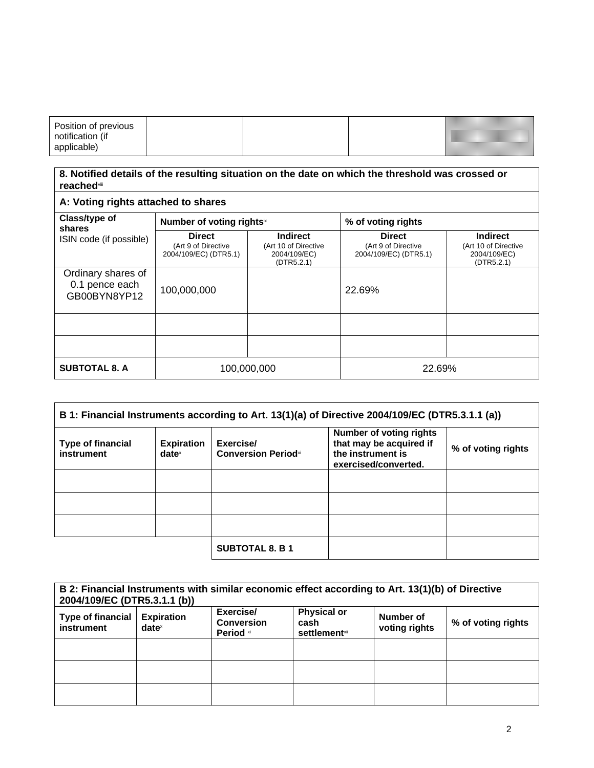| Position of previous notification (if applicable) | | | | |
|---|---|---|---|---|

| **8. Notified details of the resulting situation on the date on which the threshold was crossed or reached**[viii] | | | | |
|---|---|---|---|---|
| **A: Voting rights attached to shares** | | | | |
| **Class/type of shares** ISIN code (if possible) | **Number of voting rights**[ix] | | **% of voting rights** | |
| | **Direct** (Art 9 of Directive 2004/109/EC) (DTR5.1) | **Indirect** (Art 10 of Directive 2004/109/EC) (DTR5.2.1) | **Direct** (Art 9 of Directive 2004/109/EC) (DTR5.1) | **Indirect** (Art 10 of Directive 2004/109/EC) (DTR5.2.1) |
| Ordinary shares of 0.1 pence each GB00BYN8YP12 | 100,000,000 | | 22.69% | |
| | | | | |
| | | | | |
| **SUBTOTAL 8. A** | 100,000,000 | | 22.69% | |

| **B 1: Financial Instruments according to Art. 13(1)(a) of Directive 2004/109/EC (DTR5.3.1.1 (a))** | | | | |
|---|---|---|---|---|
| **Type of financial instrument** | **Expiration date**[x] | **Exercise/ Conversion Period**[xi] | **Number of voting rights that may be acquired if the instrument is exercised/converted.** | **% of voting rights** |
| | | | | |
| | | | | |
| | | | | |
| | | **SUBTOTAL 8. B 1** | | |

| **B 2: Financial Instruments with similar economic effect according to Art. 13(1)(b) of Directive 2004/109/EC (DTR5.3.1.1 (b))** | | | | | |
|---|---|---|---|---|---|
| **Type of financial instrument** | **Expiration date**[x] | **Exercise/ Conversion Period** [xi] | **Physical or cash settlement**[xii] | **Number of voting rights** | **% of voting rights** |
| | | | | | |
| | | | | | |
| | | | | | |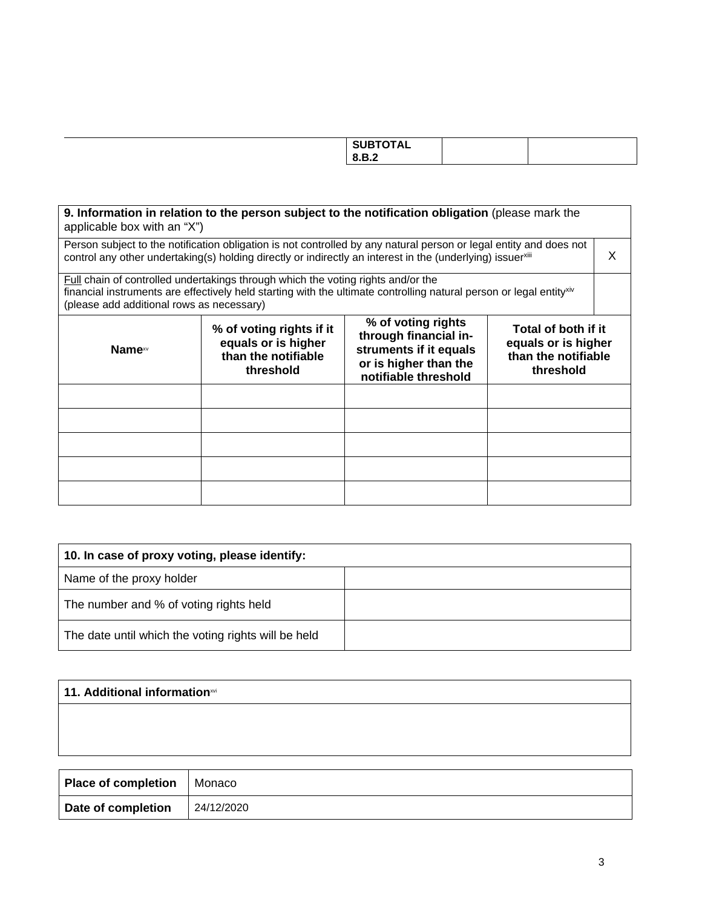| | SUBTOTAL 8.B.2 | | |
|---|---|---|---|

| **9. Information in relation to the person subject to the notification obligation** (please mark the applicable box with an "X") | | | |
|---|---|---|---|
| Person subject to the notification obligation is not controlled by any natural person or legal entity and does not control any other undertaking(s) holding directly or indirectly an interest in the (underlying) issuer[xiii] | | | X |
| Full chain of controlled undertakings through which the voting rights and/or the financial instruments are effectively held starting with the ultimate controlling natural person or legal entity[xiv] (please add additional rows as necessary) | | | |
| **Name**[xv] | **% of voting rights if it equals or is higher than the notifiable threshold** | **% of voting rights through financial instruments if it equals or is higher than the notifiable threshold** | **Total of both if it equals or is higher than the notifiable threshold** |
| | | | |
| | | | |
| | | | |
| | | | |
| | | | |

| **10. In case of proxy voting, please identify:** | |
|---|---|
| Name of the proxy holder | |
| The number and % of voting rights held | |
| The date until which the voting rights will be held | |

| **11. Additional information**[xvi] |
|---|
| |

| | |
|---|---|
| **Place of completion** | Monaco |
| **Date of completion** | 24/12/2020 |